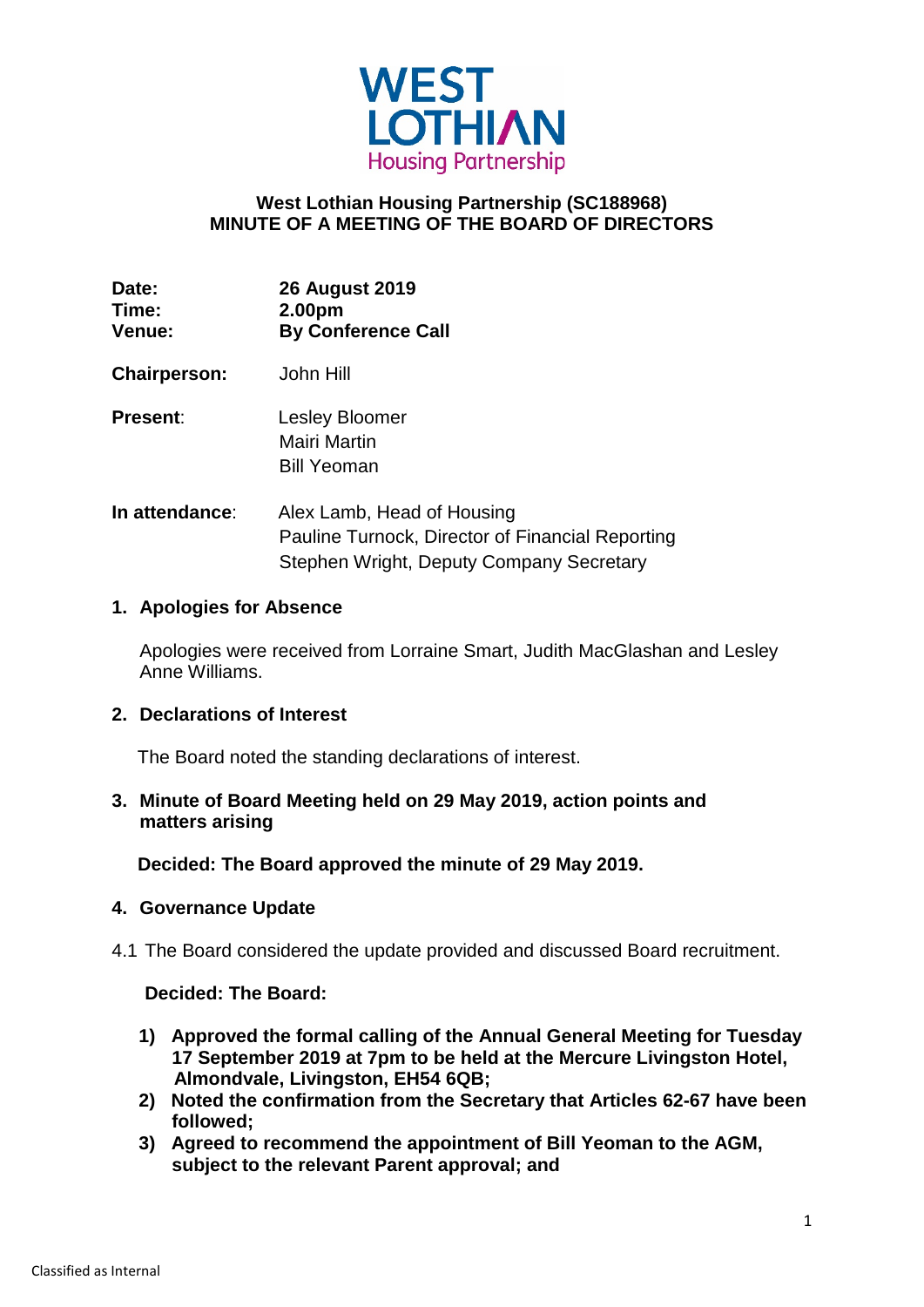**WEST LOTHIAN**
Housing Partnership

**West Lothian Housing Partnership (SC188968)**
**MINUTE OF A MEETING OF THE BOARD OF DIRECTORS**

| | |
|---|---|
| **Date:** | **26 August 2019** |
| **Time:** | **2.00pm** |
| **Venue:** | **By Conference Call** |

**Chairperson:** John Hill

**Present:** Lesley Bloomer
Mairi Martin
Bill Yeoman

**In attendance:** Alex Lamb, Head of Housing
Pauline Turnock, Director of Financial Reporting
Stephen Wright, Deputy Company Secretary

## 1. Apologies for Absence

Apologies were received from Lorraine Smart, Judith MacGlashan and Lesley Anne Williams.

## 2. Declarations of Interest

The Board noted the standing declarations of interest.

## 3. Minute of Board Meeting held on 29 May 2019, action points and matters arising

**Decided: The Board approved the minute of 29 May 2019.**

## 4. Governance Update

4.1 The Board considered the update provided and discussed Board recruitment.

**Decided: The Board:**

1) **Approved the formal calling of the Annual General Meeting for Tuesday 17 September 2019 at 7pm to be held at the Mercure Livingston Hotel, Almondvale, Livingston, EH54 6QB;**
2) **Noted the confirmation from the Secretary that Articles 62-67 have been followed;**
3) **Agreed to recommend the appointment of Bill Yeoman to the AGM, subject to the relevant Parent approval; and**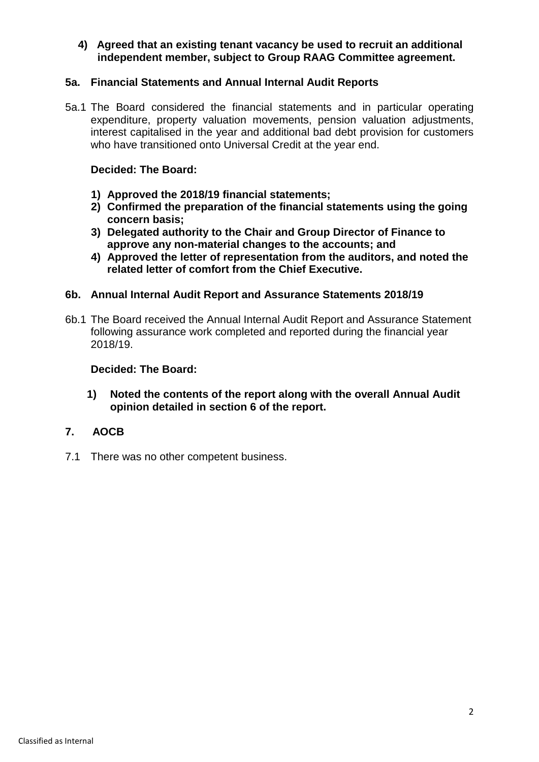**4) Agreed that an existing tenant vacancy be used to recruit an additional independent member, subject to Group RAAG Committee agreement.**

## 5a. Financial Statements and Annual Internal Audit Reports

5a.1 The Board considered the financial statements and in particular operating expenditure, property valuation movements, pension valuation adjustments, interest capitalised in the year and additional bad debt provision for customers who have transitioned onto Universal Credit at the year end.

**Decided: The Board:**

1) **Approved the 2018/19 financial statements;**
2) **Confirmed the preparation of the financial statements using the going concern basis;**
3) **Delegated authority to the Chair and Group Director of Finance to approve any non-material changes to the accounts; and**
4) **Approved the letter of representation from the auditors, and noted the related letter of comfort from the Chief Executive.**

## 6b. Annual Internal Audit Report and Assurance Statements 2018/19

6b.1 The Board received the Annual Internal Audit Report and Assurance Statement following assurance work completed and reported during the financial year 2018/19.

**Decided: The Board:**

1) **Noted the contents of the report along with the overall Annual Audit opinion detailed in section 6 of the report.**

## 7. AOCB

7.1 There was no other competent business.

Classified as Internal